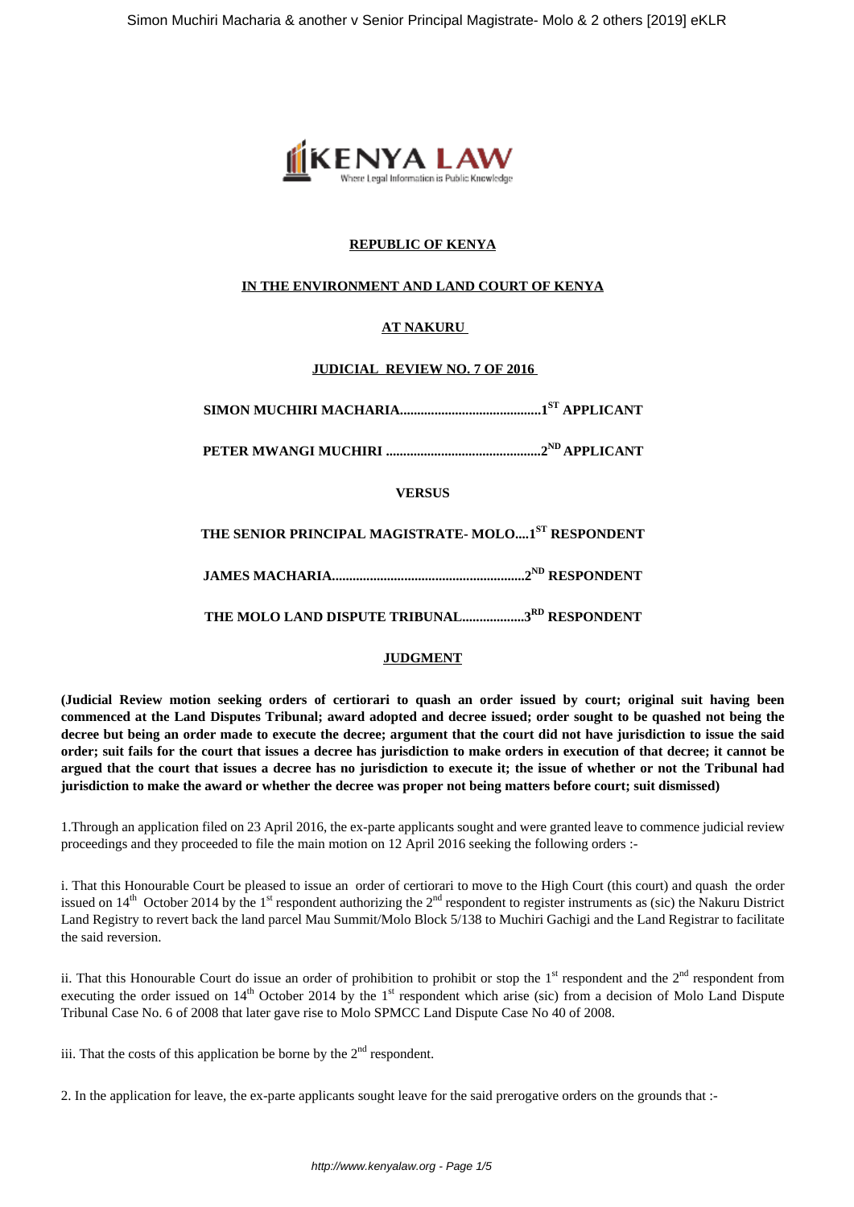**REPUBLIC OF KENYA**

**IN THE ENVIRONMENT AND LAND COURT OF KENYA**

**AT NAKURU**

**JUDICIAL REVIEW NO. 7 OF 2016**

**SIMON MUCHIRI MACHARIA.........................................1ST APPLICANT**

**PETER MWANGI MUCHIRI .............................................2ND APPLICANT**

**VERSUS**

**THE SENIOR PRINCIPAL MAGISTRATE- MOLO....1ST RESPONDENT**

**JAMES MACHARIA........................................................2ND RESPONDENT**

**THE MOLO LAND DISPUTE TRIBUNAL..................3RD RESPONDENT**

**JUDGMENT**

**(Judicial Review motion seeking orders of certiorari to quash an order issued by court; original suit having been commenced at the Land Disputes Tribunal; award adopted and decree issued; order sought to be quashed not being the decree but being an order made to execute the decree; argument that the court did not have jurisdiction to issue the said order; suit fails for the court that issues a decree has jurisdiction to make orders in execution of that decree; it cannot be argued that the court that issues a decree has no jurisdiction to execute it; the issue of whether or not the Tribunal had jurisdiction to make the award or whether the decree was proper not being matters before court; suit dismissed)**

1.Through an application filed on 23 April 2016, the ex-parte applicants sought and were granted leave to commence judicial review proceedings and they proceeded to file the main motion on 12 April 2016 seeking the following orders :-

i. That this Honourable Court be pleased to issue an order of certiorari to move to the High Court (this court) and quash the order issued on 14th October 2014 by the 1st respondent authorizing the 2nd respondent to register instruments as (sic) the Nakuru District Land Registry to revert back the land parcel Mau Summit/Molo Block 5/138 to Muchiri Gachigi and the Land Registrar to facilitate the said reversion.

ii. That this Honourable Court do issue an order of prohibition to prohibit or stop the 1st respondent and the 2nd respondent from executing the order issued on 14th October 2014 by the 1st respondent which arise (sic) from a decision of Molo Land Dispute Tribunal Case No. 6 of 2008 that later gave rise to Molo SPMCC Land Dispute Case No 40 of 2008.

iii. That the costs of this application be borne by the 2nd respondent.

2. In the application for leave, the ex-parte applicants sought leave for the said prerogative orders on the grounds that :-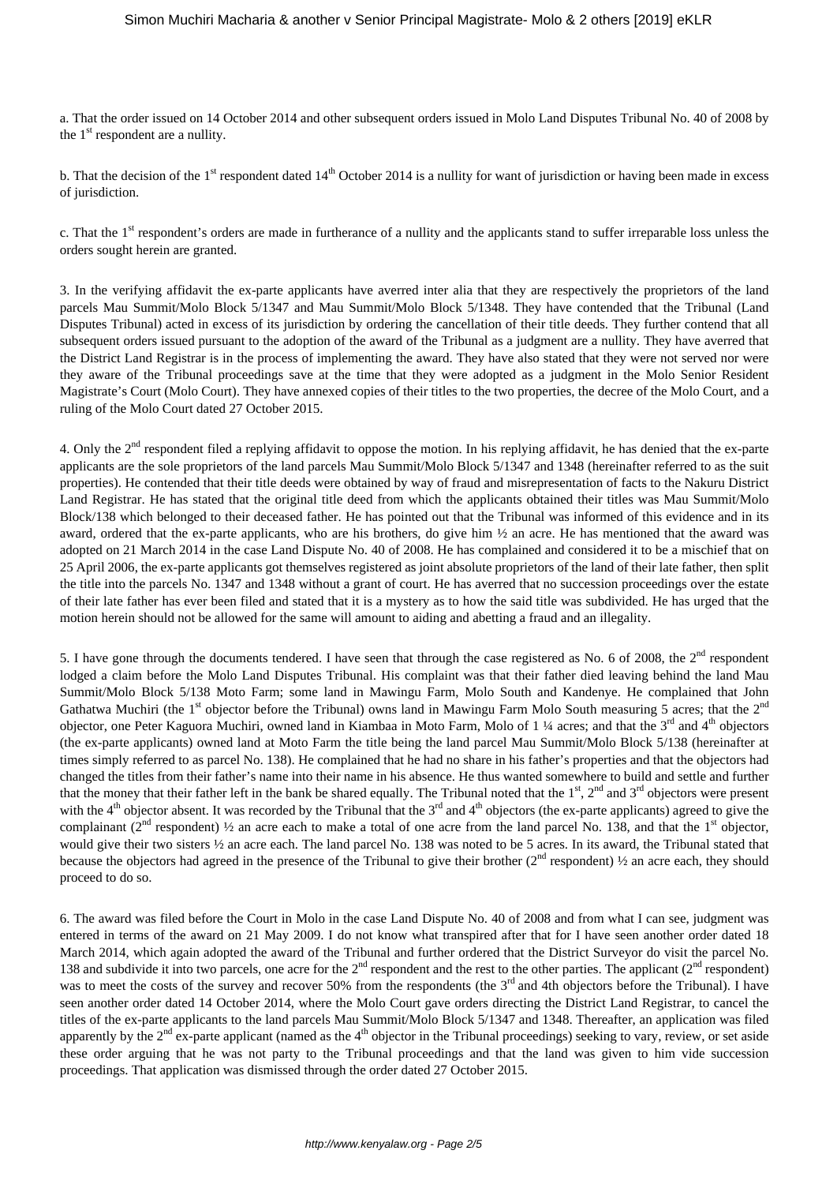a. That the order issued on 14 October 2014 and other subsequent orders issued in Molo Land Disputes Tribunal No. 40 of 2008 by the 1st respondent are a nullity.

b. That the decision of the 1st respondent dated 14th October 2014 is a nullity for want of jurisdiction or having been made in excess of jurisdiction.

c. That the 1st respondent's orders are made in furtherance of a nullity and the applicants stand to suffer irreparable loss unless the orders sought herein are granted.

3. In the verifying affidavit the ex-parte applicants have averred inter alia that they are respectively the proprietors of the land parcels Mau Summit/Molo Block 5/1347 and Mau Summit/Molo Block 5/1348. They have contended that the Tribunal (Land Disputes Tribunal) acted in excess of its jurisdiction by ordering the cancellation of their title deeds. They further contend that all subsequent orders issued pursuant to the adoption of the award of the Tribunal as a judgment are a nullity. They have averred that the District Land Registrar is in the process of implementing the award. They have also stated that they were not served nor were they aware of the Tribunal proceedings save at the time that they were adopted as a judgment in the Molo Senior Resident Magistrate's Court (Molo Court). They have annexed copies of their titles to the two properties, the decree of the Molo Court, and a ruling of the Molo Court dated 27 October 2015.

4. Only the 2nd respondent filed a replying affidavit to oppose the motion. In his replying affidavit, he has denied that the ex-parte applicants are the sole proprietors of the land parcels Mau Summit/Molo Block 5/1347 and 1348 (hereinafter referred to as the suit properties). He contended that their title deeds were obtained by way of fraud and misrepresentation of facts to the Nakuru District Land Registrar. He has stated that the original title deed from which the applicants obtained their titles was Mau Summit/Molo Block/138 which belonged to their deceased father. He has pointed out that the Tribunal was informed of this evidence and in its award, ordered that the ex-parte applicants, who are his brothers, do give him ½ an acre. He has mentioned that the award was adopted on 21 March 2014 in the case Land Dispute No. 40 of 2008. He has complained and considered it to be a mischief that on 25 April 2006, the ex-parte applicants got themselves registered as joint absolute proprietors of the land of their late father, then split the title into the parcels No. 1347 and 1348 without a grant of court. He has averred that no succession proceedings over the estate of their late father has ever been filed and stated that it is a mystery as to how the said title was subdivided. He has urged that the motion herein should not be allowed for the same will amount to aiding and abetting a fraud and an illegality.

5. I have gone through the documents tendered. I have seen that through the case registered as No. 6 of 2008, the 2nd respondent lodged a claim before the Molo Land Disputes Tribunal. His complaint was that their father died leaving behind the land Mau Summit/Molo Block 5/138 Moto Farm; some land in Mawingu Farm, Molo South and Kandenye. He complained that John Gathatwa Muchiri (the 1st objector before the Tribunal) owns land in Mawingu Farm Molo South measuring 5 acres; that the 2nd objector, one Peter Kaguora Muchiri, owned land in Kiambaa in Moto Farm, Molo of 1 ¼ acres; and that the 3rd and 4th objectors (the ex-parte applicants) owned land at Moto Farm the title being the land parcel Mau Summit/Molo Block 5/138 (hereinafter at times simply referred to as parcel No. 138). He complained that he had no share in his father's properties and that the objectors had changed the titles from their father's name into their name in his absence. He thus wanted somewhere to build and settle and further that the money that their father left in the bank be shared equally. The Tribunal noted that the 1st, 2nd and 3rd objectors were present with the 4th objector absent. It was recorded by the Tribunal that the 3rd and 4th objectors (the ex-parte applicants) agreed to give the complainant (2nd respondent) ½ an acre each to make a total of one acre from the land parcel No. 138, and that the 1st objector, would give their two sisters ½ an acre each. The land parcel No. 138 was noted to be 5 acres. In its award, the Tribunal stated that because the objectors had agreed in the presence of the Tribunal to give their brother (2nd respondent) ½ an acre each, they should proceed to do so.

6. The award was filed before the Court in Molo in the case Land Dispute No. 40 of 2008 and from what I can see, judgment was entered in terms of the award on 21 May 2009. I do not know what transpired after that for I have seen another order dated 18 March 2014, which again adopted the award of the Tribunal and further ordered that the District Surveyor do visit the parcel No. 138 and subdivide it into two parcels, one acre for the 2nd respondent and the rest to the other parties. The applicant (2nd respondent) was to meet the costs of the survey and recover 50% from the respondents (the 3rd and 4th objectors before the Tribunal). I have seen another order dated 14 October 2014, where the Molo Court gave orders directing the District Land Registrar, to cancel the titles of the ex-parte applicants to the land parcels Mau Summit/Molo Block 5/1347 and 1348. Thereafter, an application was filed apparently by the 2nd ex-parte applicant (named as the 4th objector in the Tribunal proceedings) seeking to vary, review, or set aside these order arguing that he was not party to the Tribunal proceedings and that the land was given to him vide succession proceedings. That application was dismissed through the order dated 27 October 2015.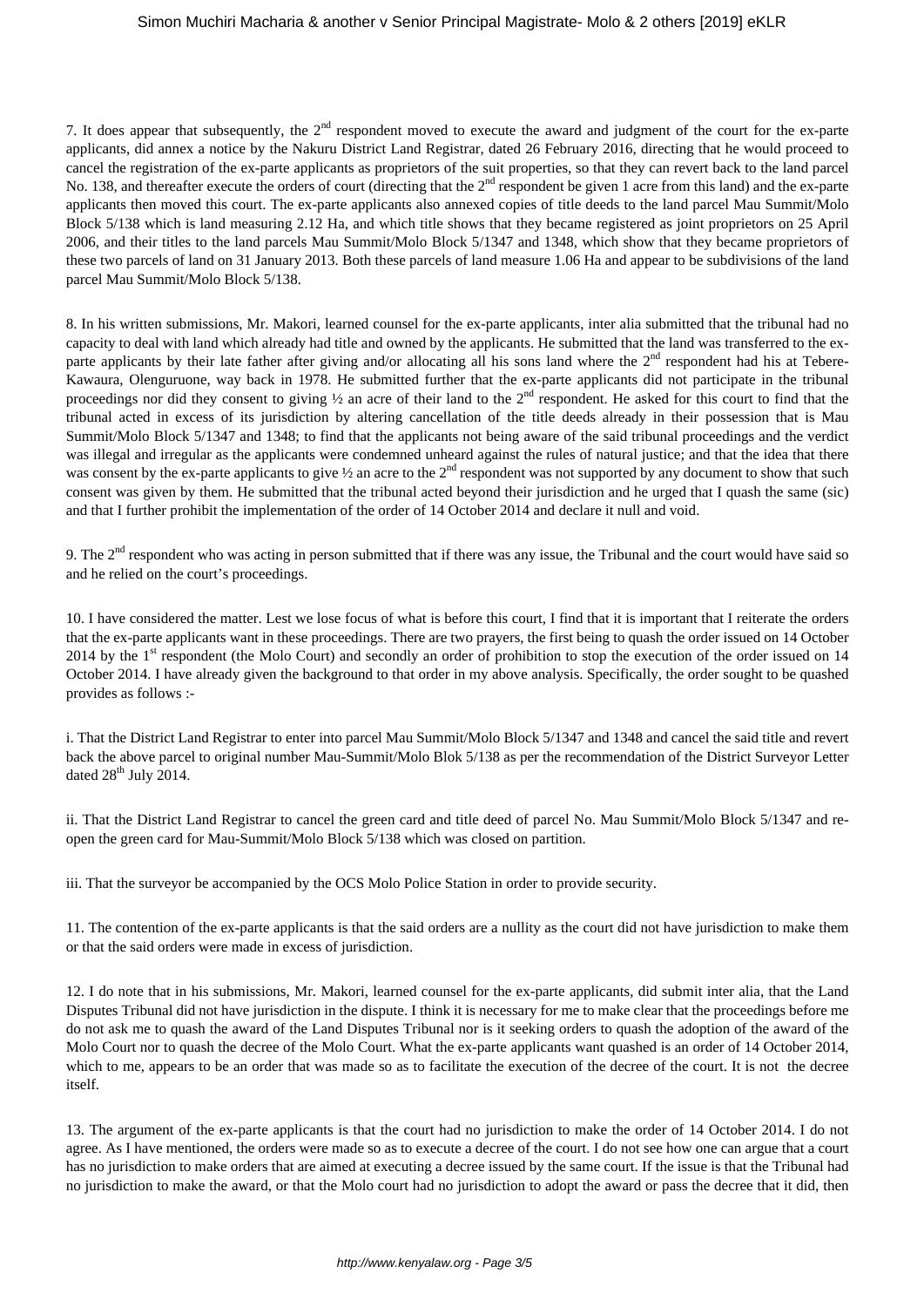7. It does appear that subsequently, the 2nd respondent moved to execute the award and judgment of the court for the ex-parte applicants, did annex a notice by the Nakuru District Land Registrar, dated 26 February 2016, directing that he would proceed to cancel the registration of the ex-parte applicants as proprietors of the suit properties, so that they can revert back to the land parcel No. 138, and thereafter execute the orders of court (directing that the 2nd respondent be given 1 acre from this land) and the ex-parte applicants then moved this court. The ex-parte applicants also annexed copies of title deeds to the land parcel Mau Summit/Molo Block 5/138 which is land measuring 2.12 Ha, and which title shows that they became registered as joint proprietors on 25 April 2006, and their titles to the land parcels Mau Summit/Molo Block 5/1347 and 1348, which show that they became proprietors of these two parcels of land on 31 January 2013. Both these parcels of land measure 1.06 Ha and appear to be subdivisions of the land parcel Mau Summit/Molo Block 5/138.

8. In his written submissions, Mr. Makori, learned counsel for the ex-parte applicants, inter alia submitted that the tribunal had no capacity to deal with land which already had title and owned by the applicants. He submitted that the land was transferred to the ex-parte applicants by their late father after giving and/or allocating all his sons land where the 2nd respondent had his at Tebere-Kawaura, Olenguruone, way back in 1978. He submitted further that the ex-parte applicants did not participate in the tribunal proceedings nor did they consent to giving ½ an acre of their land to the 2nd respondent. He asked for this court to find that the tribunal acted in excess of its jurisdiction by altering cancellation of the title deeds already in their possession that is Mau Summit/Molo Block 5/1347 and 1348; to find that the applicants not being aware of the said tribunal proceedings and the verdict was illegal and irregular as the applicants were condemned unheard against the rules of natural justice; and that the idea that there was consent by the ex-parte applicants to give ½ an acre to the 2nd respondent was not supported by any document to show that such consent was given by them. He submitted that the tribunal acted beyond their jurisdiction and he urged that I quash the same (sic) and that I further prohibit the implementation of the order of 14 October 2014 and declare it null and void.

9. The 2nd respondent who was acting in person submitted that if there was any issue, the Tribunal and the court would have said so and he relied on the court's proceedings.

10. I have considered the matter. Lest we lose focus of what is before this court, I find that it is important that I reiterate the orders that the ex-parte applicants want in these proceedings. There are two prayers, the first being to quash the order issued on 14 October 2014 by the 1st respondent (the Molo Court) and secondly an order of prohibition to stop the execution of the order issued on 14 October 2014. I have already given the background to that order in my above analysis. Specifically, the order sought to be quashed provides as follows :-

i. That the District Land Registrar to enter into parcel Mau Summit/Molo Block 5/1347 and 1348 and cancel the said title and revert back the above parcel to original number Mau-Summit/Molo Blok 5/138 as per the recommendation of the District Surveyor Letter dated 28th July 2014.

ii. That the District Land Registrar to cancel the green card and title deed of parcel No. Mau Summit/Molo Block 5/1347 and re-open the green card for Mau-Summit/Molo Block 5/138 which was closed on partition.

iii. That the surveyor be accompanied by the OCS Molo Police Station in order to provide security.

11. The contention of the ex-parte applicants is that the said orders are a nullity as the court did not have jurisdiction to make them or that the said orders were made in excess of jurisdiction.

12. I do note that in his submissions, Mr. Makori, learned counsel for the ex-parte applicants, did submit inter alia, that the Land Disputes Tribunal did not have jurisdiction in the dispute. I think it is necessary for me to make clear that the proceedings before me do not ask me to quash the award of the Land Disputes Tribunal nor is it seeking orders to quash the adoption of the award of the Molo Court nor to quash the decree of the Molo Court. What the ex-parte applicants want quashed is an order of 14 October 2014, which to me, appears to be an order that was made so as to facilitate the execution of the decree of the court. It is not the decree itself.

13. The argument of the ex-parte applicants is that the court had no jurisdiction to make the order of 14 October 2014. I do not agree. As I have mentioned, the orders were made so as to execute a decree of the court. I do not see how one can argue that a court has no jurisdiction to make orders that are aimed at executing a decree issued by the same court. If the issue is that the Tribunal had no jurisdiction to make the award, or that the Molo court had no jurisdiction to adopt the award or pass the decree that it did, then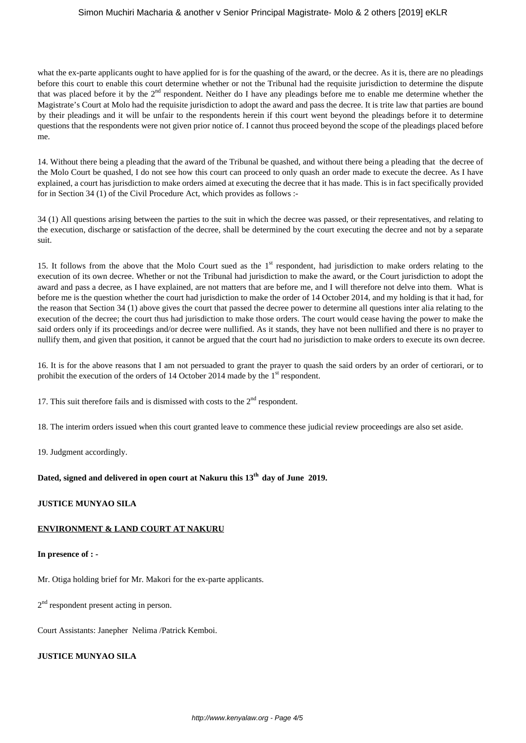what the ex-parte applicants ought to have applied for is for the quashing of the award, or the decree. As it is, there are no pleadings before this court to enable this court determine whether or not the Tribunal had the requisite jurisdiction to determine the dispute that was placed before it by the 2nd respondent. Neither do I have any pleadings before me to enable me determine whether the Magistrate's Court at Molo had the requisite jurisdiction to adopt the award and pass the decree. It is trite law that parties are bound by their pleadings and it will be unfair to the respondents herein if this court went beyond the pleadings before it to determine questions that the respondents were not given prior notice of. I cannot thus proceed beyond the scope of the pleadings placed before me.

14. Without there being a pleading that the award of the Tribunal be quashed, and without there being a pleading that the decree of the Molo Court be quashed, I do not see how this court can proceed to only quash an order made to execute the decree. As I have explained, a court has jurisdiction to make orders aimed at executing the decree that it has made. This is in fact specifically provided for in Section 34 (1) of the Civil Procedure Act, which provides as follows :-

34 (1) All questions arising between the parties to the suit in which the decree was passed, or their representatives, and relating to the execution, discharge or satisfaction of the decree, shall be determined by the court executing the decree and not by a separate suit.

15. It follows from the above that the Molo Court sued as the 1st respondent, had jurisdiction to make orders relating to the execution of its own decree. Whether or not the Tribunal had jurisdiction to make the award, or the Court jurisdiction to adopt the award and pass a decree, as I have explained, are not matters that are before me, and I will therefore not delve into them. What is before me is the question whether the court had jurisdiction to make the order of 14 October 2014, and my holding is that it had, for the reason that Section 34 (1) above gives the court that passed the decree power to determine all questions inter alia relating to the execution of the decree; the court thus had jurisdiction to make those orders. The court would cease having the power to make the said orders only if its proceedings and/or decree were nullified. As it stands, they have not been nullified and there is no prayer to nullify them, and given that position, it cannot be argued that the court had no jurisdiction to make orders to execute its own decree.

16. It is for the above reasons that I am not persuaded to grant the prayer to quash the said orders by an order of certiorari, or to prohibit the execution of the orders of 14 October 2014 made by the 1st respondent.

17. This suit therefore fails and is dismissed with costs to the 2nd respondent.

18. The interim orders issued when this court granted leave to commence these judicial review proceedings are also set aside.

19. Judgment accordingly.

**Dated, signed and delivered in open court at Nakuru this 13th day of June 2019.**

**JUSTICE MUNYAO SILA**

**ENVIRONMENT & LAND COURT AT NAKURU**

**In presence of : -**

Mr. Otiga holding brief for Mr. Makori for the ex-parte applicants.

2nd respondent present acting in person.

Court Assistants: Janepher Nelima /Patrick Kemboi.

**JUSTICE MUNYAO SILA**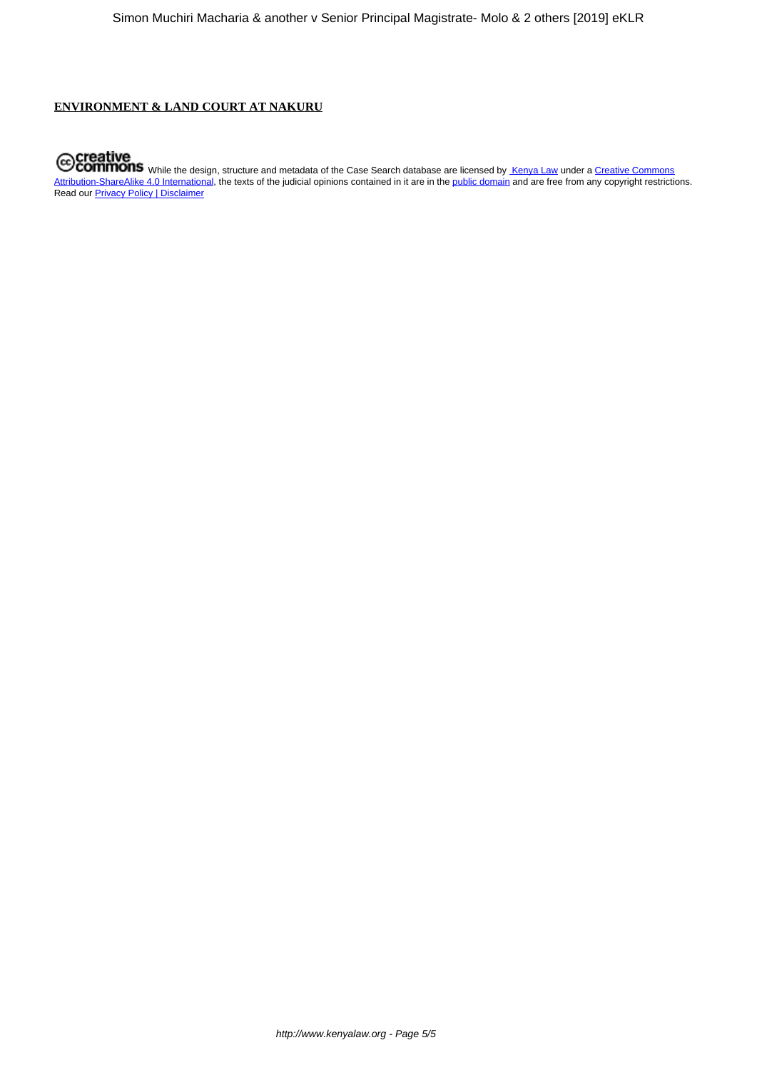**ENVIRONMENT & LAND COURT AT NAKURU**

creative commons While the design, structure and metadata of the Case Search database are licensed by Kenya Law under a Creative Commons Attribution-ShareAlike 4.0 International, the texts of the judicial opinions contained in it are in the public domain and are free from any copyright restrictions. Read our Privacy Policy | Disclaimer